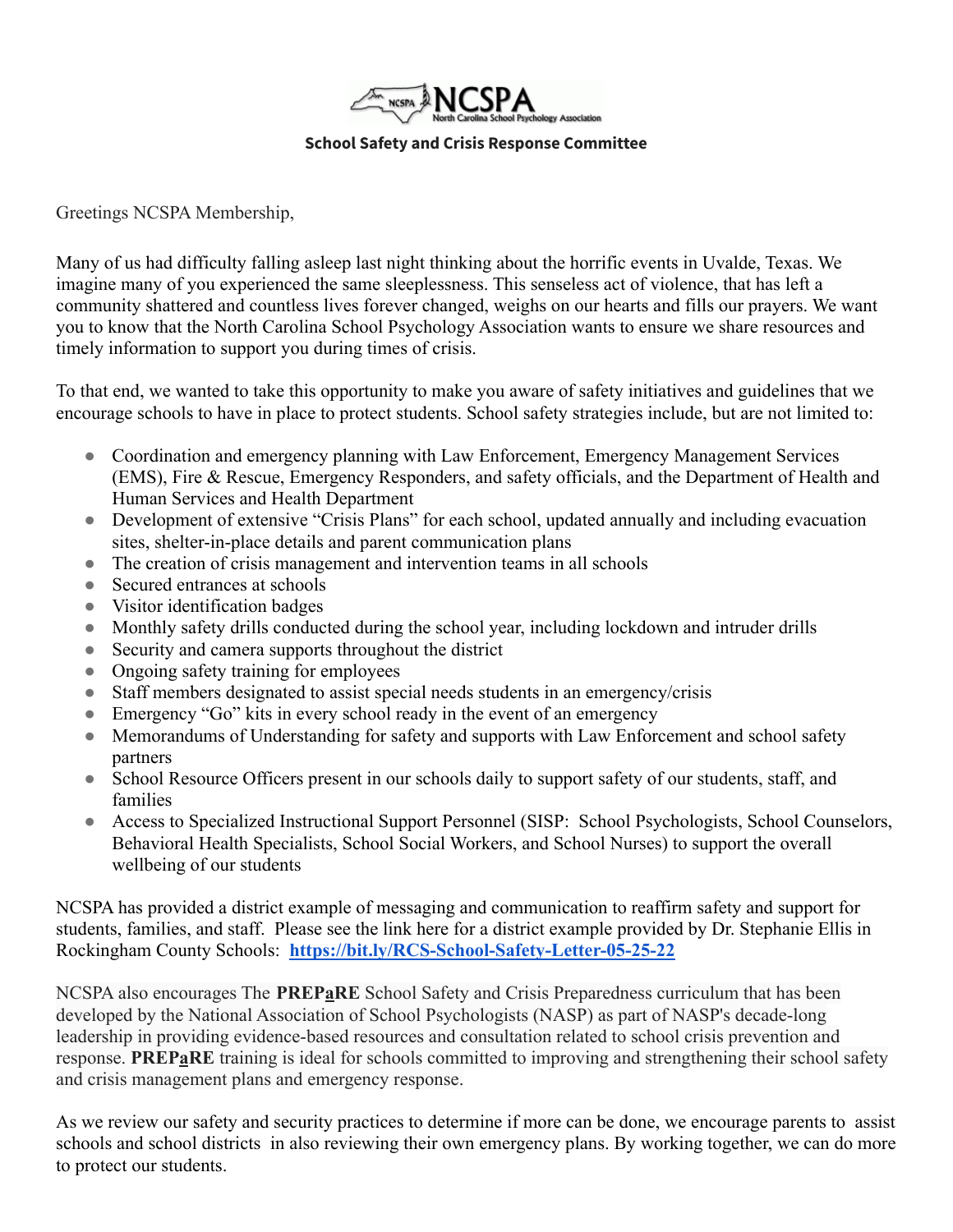**NCSPA**

North Carolina School Psychology Association

**School Safety and Crisis Response Committee**

Greetings NCSPA Membership,

Many of us had difficulty falling asleep last night thinking about the horrific events in Uvalde, Texas. We imagine many of you experienced the same sleeplessness. This senseless act of violence, that has left a community shattered and countless lives forever changed, weighs on our hearts and fills our prayers. We want you to know that the North Carolina School Psychology Association wants to ensure we share resources and timely information to support you during times of crisis.

To that end, we wanted to take this opportunity to make you aware of safety initiatives and guidelines that we encourage schools to have in place to protect students. School safety strategies include, but are not limited to:

- Coordination and emergency planning with Law Enforcement, Emergency Management Services (EMS), Fire & Rescue, Emergency Responders, and safety officials, and the Department of Health and Human Services and Health Department
- Development of extensive "Crisis Plans" for each school, updated annually and including evacuation sites, shelter-in-place details and parent communication plans
- The creation of crisis management and intervention teams in all schools
- Secured entrances at schools
- Visitor identification badges
- Monthly safety drills conducted during the school year, including lockdown and intruder drills
- Security and camera supports throughout the district
- Ongoing safety training for employees
- Staff members designated to assist special needs students in an emergency/crisis
- Emergency "Go" kits in every school ready in the event of an emergency
- Memorandums of Understanding for safety and supports with Law Enforcement and school safety partners
- School Resource Officers present in our schools daily to support safety of our students, staff, and families
- Access to Specialized Instructional Support Personnel (SISP: School Psychologists, School Counselors, Behavioral Health Specialists, School Social Workers, and School Nurses) to support the overall wellbeing of our students

NCSPA has provided a district example of messaging and communication to reaffirm safety and support for students, families, and staff. Please see the link here for a district example provided by Dr. Stephanie Ellis in Rockingham County Schools: **https://bit.ly/RCS-School-Safety-Letter-05-25-22**

NCSPA also encourages The **PREPaRE** School Safety and Crisis Preparedness curriculum that has been developed by the National Association of School Psychologists (NASP) as part of NASP's decade-long leadership in providing evidence-based resources and consultation related to school crisis prevention and response. **PREPaRE** training is ideal for schools committed to improving and strengthening their school safety and crisis management plans and emergency response.

As we review our safety and security practices to determine if more can be done, we encourage parents to assist schools and school districts in also reviewing their own emergency plans. By working together, we can do more to protect our students.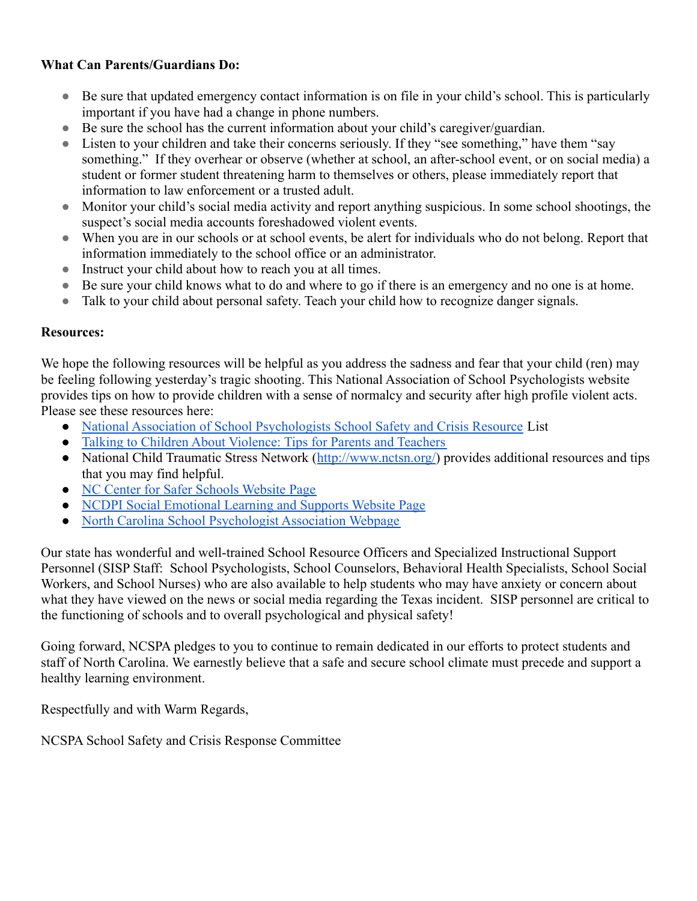**What Can Parents/Guardians Do:**

- Be sure that updated emergency contact information is on file in your child's school. This is particularly important if you have had a change in phone numbers.
- Be sure the school has the current information about your child's caregiver/guardian.
- Listen to your children and take their concerns seriously. If they "see something," have them "say something." If they overhear or observe (whether at school, an after-school event, or on social media) a student or former student threatening harm to themselves or others, please immediately report that information to law enforcement or a trusted adult.
- Monitor your child's social media activity and report anything suspicious. In some school shootings, the suspect's social media accounts foreshadowed violent events.
- When you are in our schools or at school events, be alert for individuals who do not belong. Report that information immediately to the school office or an administrator.
- Instruct your child about how to reach you at all times.
- Be sure your child knows what to do and where to go if there is an emergency and no one is at home.
- Talk to your child about personal safety. Teach your child how to recognize danger signals.

**Resources:**

We hope the following resources will be helpful as you address the sadness and fear that your child (ren) may be feeling following yesterday's tragic shooting. This National Association of School Psychologists website provides tips on how to provide children with a sense of normalcy and security after high profile violent acts. Please see these resources here:

- National Association of School Psychologists School Safety and Crisis Resource List
- Talking to Children About Violence: Tips for Parents and Teachers
- National Child Traumatic Stress Network (http://www.nctsn.org/) provides additional resources and tips that you may find helpful.
- NC Center for Safer Schools Website Page
- NCDPI Social Emotional Learning and Supports Website Page
- North Carolina School Psychologist Association Webpage

Our state has wonderful and well-trained School Resource Officers and Specialized Instructional Support Personnel (SISP Staff: School Psychologists, School Counselors, Behavioral Health Specialists, School Social Workers, and School Nurses) who are also available to help students who may have anxiety or concern about what they have viewed on the news or social media regarding the Texas incident. SISP personnel are critical to the functioning of schools and to overall psychological and physical safety!

Going forward, NCSPA pledges to you to continue to remain dedicated in our efforts to protect students and staff of North Carolina. We earnestly believe that a safe and secure school climate must precede and support a healthy learning environment.

Respectfully and with Warm Regards,

NCSPA School Safety and Crisis Response Committee